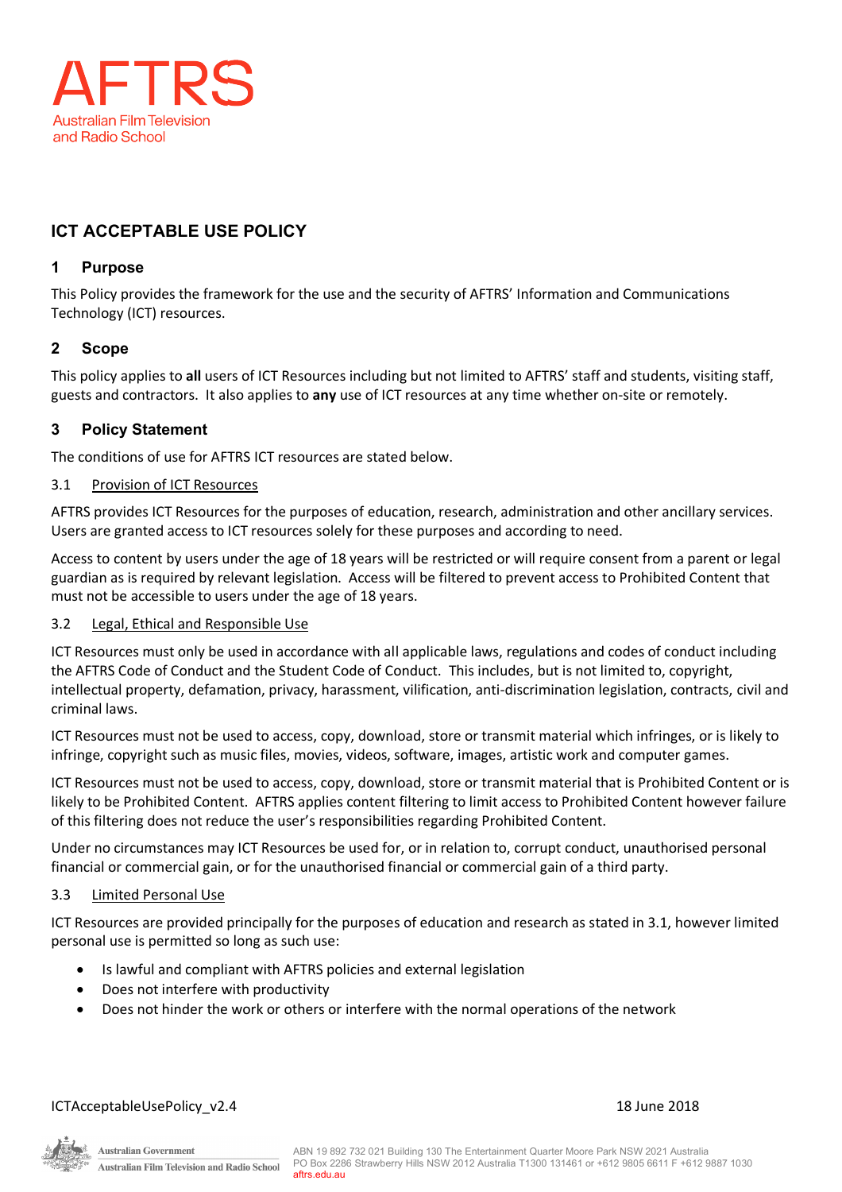# ICT ACCEPTABLE USE POLICY

## 1 Purpose

This Policy provides the framework for the use and the security of AFTRS' Information and Communications Technology (ICT) resources.

## 2 Scope

This policy applies to **all** users of ICT Resources including but not limited to AFTRS' staff and students, visiting staff, guests and contractors. It also applies to **any** use of ICT resources at any time whether on-site or remotely.

## 3 Policy Statement

The conditions of use for AFTRS ICT resources are stated below.

### 3.1 Provision of ICT Resources

AFTRS provides ICT Resources for the purposes of education, research, administration and other ancillary services. Users are granted access to ICT resources solely for these purposes and according to need.

Access to content by users under the age of 18 years will be restricted or will require consent from a parent or legal guardian as is required by relevant legislation. Access will be filtered to prevent access to Prohibited Content that must not be accessible to users under the age of 18 years.

### 3.2 Legal, Ethical and Responsible Use

ICT Resources must only be used in accordance with all applicable laws, regulations and codes of conduct including the AFTRS Code of Conduct and the Student Code of Conduct. This includes, but is not limited to, copyright, intellectual property, defamation, privacy, harassment, vilification, anti-discrimination legislation, contracts, civil and criminal laws.

ICT Resources must not be used to access, copy, download, store or transmit material which infringes, or is likely to infringe, copyright such as music files, movies, videos, software, images, artistic work and computer games.

ICT Resources must not be used to access, copy, download, store or transmit material that is Prohibited Content or is likely to be Prohibited Content. AFTRS applies content filtering to limit access to Prohibited Content however failure of this filtering does not reduce the user's responsibilities regarding Prohibited Content.

Under no circumstances may ICT Resources be used for, or in relation to, corrupt conduct, unauthorised personal financial or commercial gain, or for the unauthorised financial or commercial gain of a third party.

### 3.3 Limited Personal Use

ICT Resources are provided principally for the purposes of education and research as stated in 3.1, however limited personal use is permitted so long as such use:

- Is lawful and compliant with AFTRS policies and external legislation
- Does not interfere with productivity
- Does not hinder the work or others or interfere with the normal operations of the network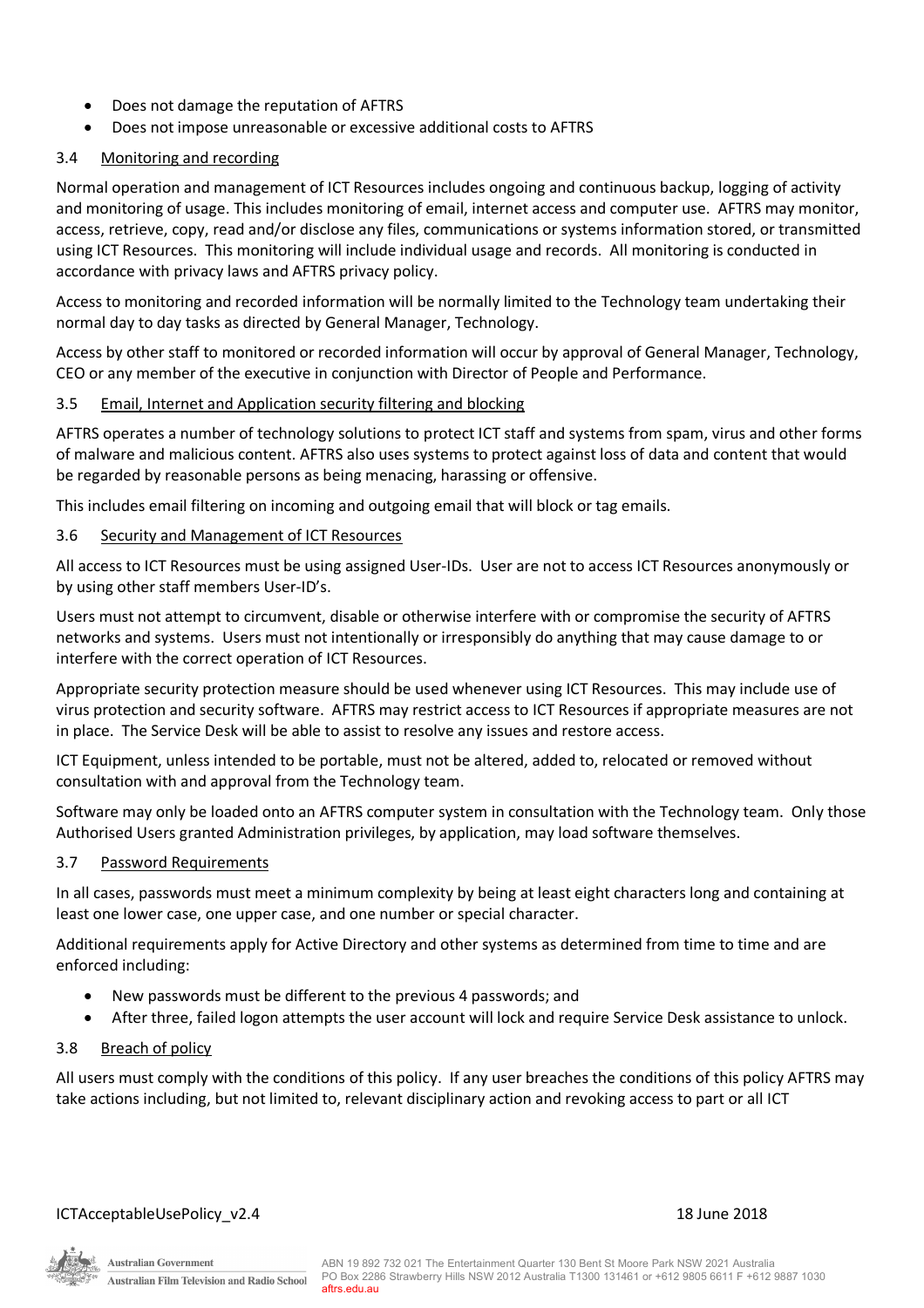- Does not damage the reputation of AFTRS
- Does not impose unreasonable or excessive additional costs to AFTRS

### 3.4 Monitoring and recording

Normal operation and management of ICT Resources includes ongoing and continuous backup, logging of activity and monitoring of usage. This includes monitoring of email, internet access and computer use. AFTRS may monitor, access, retrieve, copy, read and/or disclose any files, communications or systems information stored, or transmitted using ICT Resources. This monitoring will include individual usage and records. All monitoring is conducted in accordance with privacy laws and AFTRS privacy policy.

Access to monitoring and recorded information will be normally limited to the Technology team undertaking their normal day to day tasks as directed by General Manager, Technology.

Access by other staff to monitored or recorded information will occur by approval of General Manager, Technology, CEO or any member of the executive in conjunction with Director of People and Performance.

### 3.5 Email, Internet and Application security filtering and blocking

AFTRS operates a number of technology solutions to protect ICT staff and systems from spam, virus and other forms of malware and malicious content. AFTRS also uses systems to protect against loss of data and content that would be regarded by reasonable persons as being menacing, harassing or offensive.

This includes email filtering on incoming and outgoing email that will block or tag emails.

### 3.6 Security and Management of ICT Resources

All access to ICT Resources must be using assigned User-IDs. User are not to access ICT Resources anonymously or by using other staff members User-ID's.

Users must not attempt to circumvent, disable or otherwise interfere with or compromise the security of AFTRS networks and systems. Users must not intentionally or irresponsibly do anything that may cause damage to or interfere with the correct operation of ICT Resources.

Appropriate security protection measure should be used whenever using ICT Resources. This may include use of virus protection and security software. AFTRS may restrict access to ICT Resources if appropriate measures are not in place. The Service Desk will be able to assist to resolve any issues and restore access.

ICT Equipment, unless intended to be portable, must not be altered, added to, relocated or removed without consultation with and approval from the Technology team.

Software may only be loaded onto an AFTRS computer system in consultation with the Technology team. Only those Authorised Users granted Administration privileges, by application, may load software themselves.

### 3.7 Password Requirements

In all cases, passwords must meet a minimum complexity by being at least eight characters long and containing at least one lower case, one upper case, and one number or special character.

Additional requirements apply for Active Directory and other systems as determined from time to time and are enforced including:

- New passwords must be different to the previous 4 passwords; and
- After three, failed logon attempts the user account will lock and require Service Desk assistance to unlock.

### 3.8 Breach of policy

All users must comply with the conditions of this policy. If any user breaches the conditions of this policy AFTRS may take actions including, but not limited to, relevant disciplinary action and revoking access to part or all ICT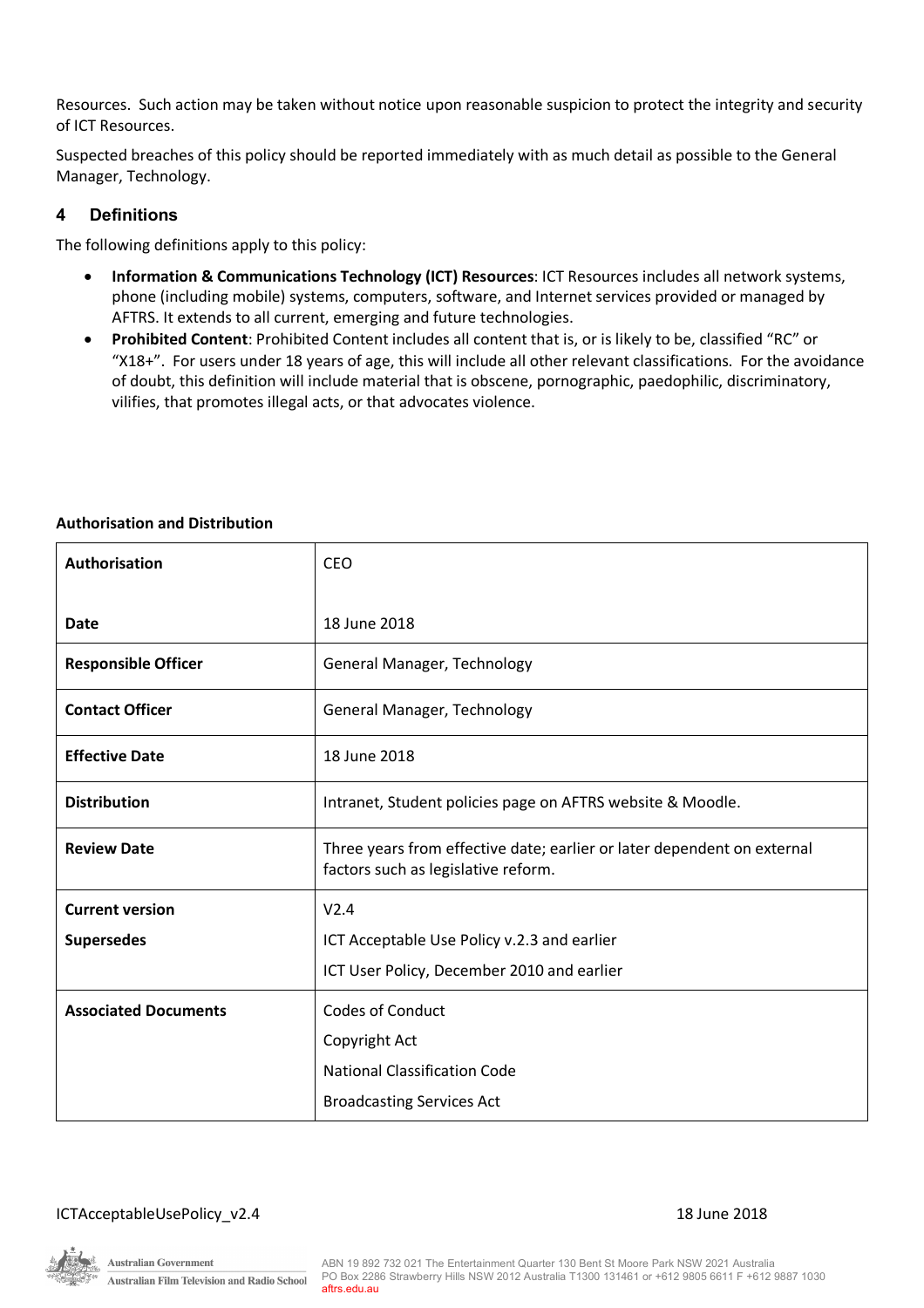Resources. Such action may be taken without notice upon reasonable suspicion to protect the integrity and security of ICT Resources.

Suspected breaches of this policy should be reported immediately with as much detail as possible to the General Manager, Technology.

## 4 Definitions

The following definitions apply to this policy:

- **Information & Communications Technology (ICT) Resources**: ICT Resources includes all network systems, phone (including mobile) systems, computers, software, and Internet services provided or managed by AFTRS. It extends to all current, emerging and future technologies.
- **Prohibited Content**: Prohibited Content includes all content that is, or is likely to be, classified "RC" or "X18+". For users under 18 years of age, this will include all other relevant classifications. For the avoidance of doubt, this definition will include material that is obscene, pornographic, paedophilic, discriminatory, vilifies, that promotes illegal acts, or that advocates violence.

**Authorisation and Distribution**

| | |
|---|---|
| **Authorisation**<br><br>**Date** | CEO<br><br>18 June 2018 |
| **Responsible Officer** | General Manager, Technology |
| **Contact Officer** | General Manager, Technology |
| **Effective Date** | 18 June 2018 |
| **Distribution** | Intranet, Student policies page on AFTRS website & Moodle. |
| **Review Date** | Three years from effective date; earlier or later dependent on external factors such as legislative reform. |
| **Current version**<br>**Supersedes** | V2.4<br>ICT Acceptable Use Policy v.2.3 and earlier<br>ICT User Policy, December 2010 and earlier |
| **Associated Documents** | Codes of Conduct<br>Copyright Act<br>National Classification Code<br>Broadcasting Services Act |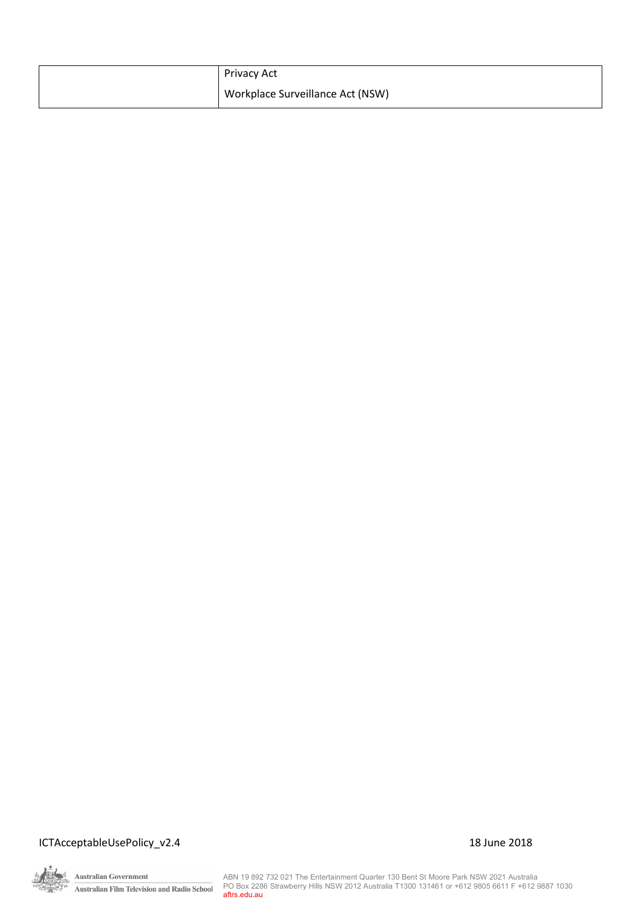| | |
|---|---|
| | Privacy Act<br>Workplace Surveillance Act (NSW) |